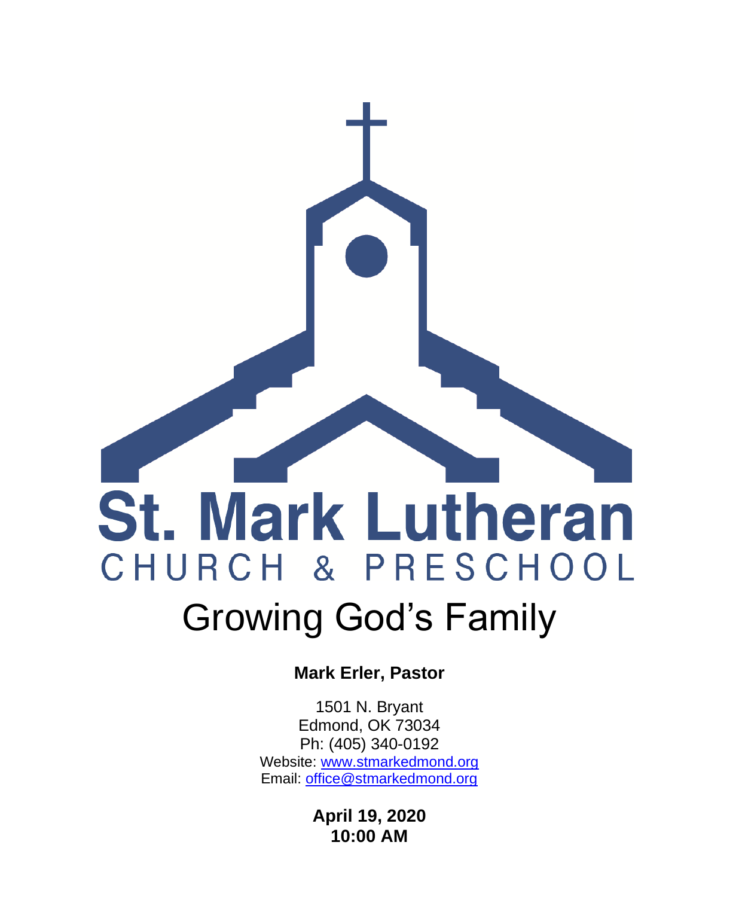# St. Mark Lutheran

CHURCH & PRESCHOOL

## Growing God's Family

**Mark Erler, Pastor**

1501 N. Bryant
Edmond, OK 73034
Ph: (405) 340-0192
Website: www.stmarkedmond.org
Email: office@stmarkedmond.org

**April 19, 2020**
**10:00 AM**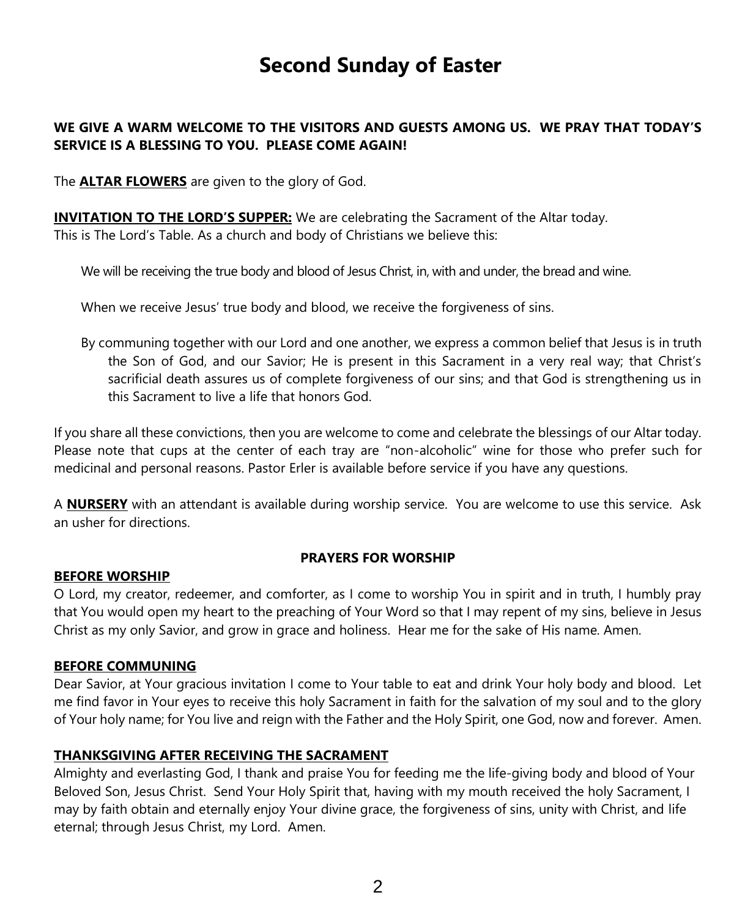# Second Sunday of Easter

**WE GIVE A WARM WELCOME TO THE VISITORS AND GUESTS AMONG US. WE PRAY THAT TODAY'S SERVICE IS A BLESSING TO YOU. PLEASE COME AGAIN!**

The **ALTAR FLOWERS** are given to the glory of God.

**INVITATION TO THE LORD'S SUPPER:** We are celebrating the Sacrament of the Altar today. This is The Lord's Table. As a church and body of Christians we believe this:

> We will be receiving the true body and blood of Jesus Christ, in, with and under, the bread and wine.
>
> When we receive Jesus' true body and blood, we receive the forgiveness of sins.
>
> By communing together with our Lord and one another, we express a common belief that Jesus is in truth the Son of God, and our Savior; He is present in this Sacrament in a very real way; that Christ's sacrificial death assures us of complete forgiveness of our sins; and that God is strengthening us in this Sacrament to live a life that honors God.

If you share all these convictions, then you are welcome to come and celebrate the blessings of our Altar today. Please note that cups at the center of each tray are "non-alcoholic" wine for those who prefer such for medicinal and personal reasons. Pastor Erler is available before service if you have any questions.

A **NURSERY** with an attendant is available during worship service. You are welcome to use this service. Ask an usher for directions.

## PRAYERS FOR WORSHIP

**BEFORE WORSHIP**

O Lord, my creator, redeemer, and comforter, as I come to worship You in spirit and in truth, I humbly pray that You would open my heart to the preaching of Your Word so that I may repent of my sins, believe in Jesus Christ as my only Savior, and grow in grace and holiness. Hear me for the sake of His name. Amen.

**BEFORE COMMUNING**

Dear Savior, at Your gracious invitation I come to Your table to eat and drink Your holy body and blood. Let me find favor in Your eyes to receive this holy Sacrament in faith for the salvation of my soul and to the glory of Your holy name; for You live and reign with the Father and the Holy Spirit, one God, now and forever. Amen.

**THANKSGIVING AFTER RECEIVING THE SACRAMENT**

Almighty and everlasting God, I thank and praise You for feeding me the life-giving body and blood of Your Beloved Son, Jesus Christ. Send Your Holy Spirit that, having with my mouth received the holy Sacrament, I may by faith obtain and eternally enjoy Your divine grace, the forgiveness of sins, unity with Christ, and life eternal; through Jesus Christ, my Lord. Amen.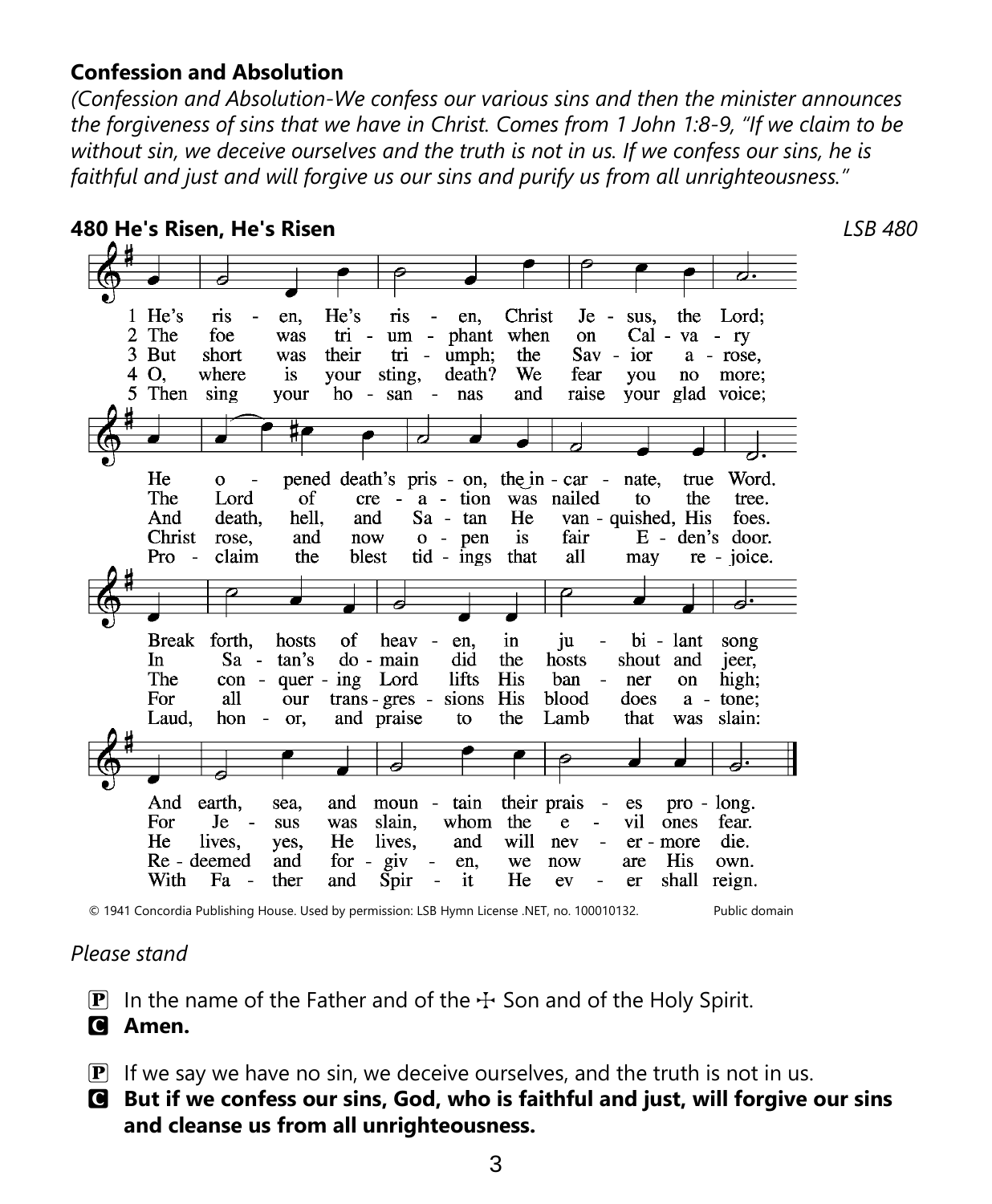**Confession and Absolution**

*(Confession and Absolution-We confess our various sins and then the minister announces the forgiveness of sins that we have in Christ. Comes from 1 John 1:8-9, "If we claim to be without sin, we deceive ourselves and the truth is not in us. If we confess our sins, he is faithful and just and will forgive us our sins and purify us from all unrighteousness."*

**480 He's Risen, He's Risen** *LSB 480*

1 He's risen, He's risen, Christ Jesus, the Lord;
He opened death's prison, the incarnate, true Word.
Break forth, hosts of heaven, in jubilant song
And earth, sea, and mountain their praises prolong.

2 The foe was triumphant when on Calvary
The Lord of creation was nailed to the tree.
In Satan's domain did the hosts shout and jeer,
For Jesus was slain, whom the evil ones fear.

3 But short was their triumph; the Savior arose,
And death, hell, and Satan He vanquished, His foes.
The conquering Lord lifts His banner on high;
He lives, yes, He lives, and will nevermore die.

4 O, where is your sting, death? We fear you no more;
Christ rose, and now open is fair Eden's door.
For all our transgressions His blood does atone;
Redeemed and forgiven, we now are His own.

5 Then sing your hosannas and raise your glad voice;
Proclaim the blest tidings that all may rejoice.
Laud, honor, and praise to the Lamb that was slain:
With Father and Spirit He ever shall reign.

© 1941 Concordia Publishing House. Used by permission: LSB Hymn License .NET, no. 100010132. Public domain

*Please stand*

P In the name of the Father and of the ☩ Son and of the Holy Spirit.
C **Amen.**

P If we say we have no sin, we deceive ourselves, and the truth is not in us.
C **But if we confess our sins, God, who is faithful and just, will forgive our sins and cleanse us from all unrighteousness.**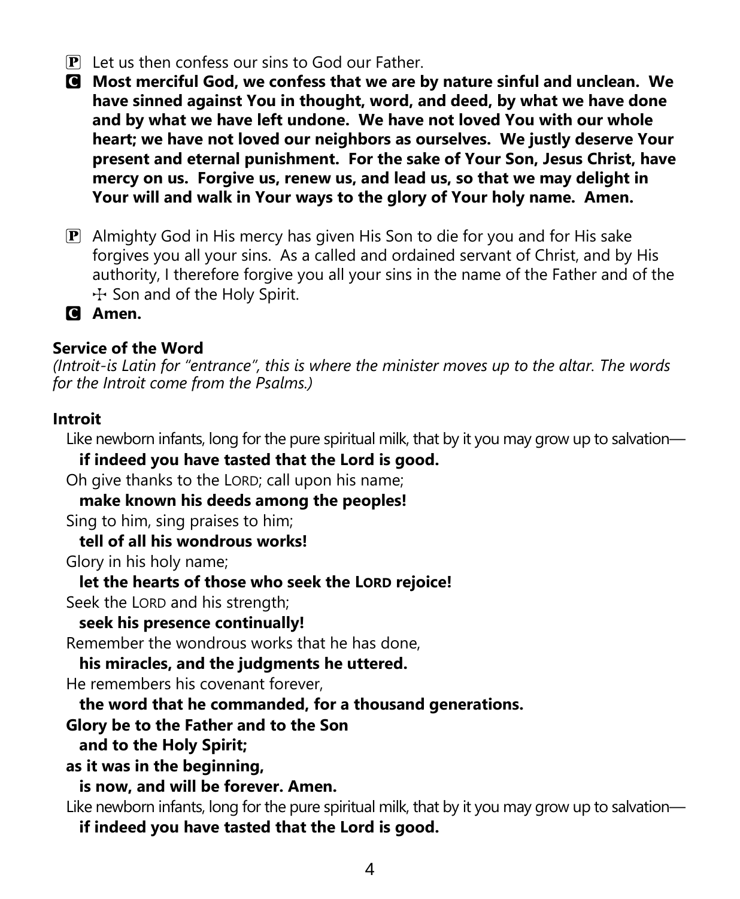**P** Let us then confess our sins to God our Father.

**C** **Most merciful God, we confess that we are by nature sinful and unclean. We have sinned against You in thought, word, and deed, by what we have done and by what we have left undone. We have not loved You with our whole heart; we have not loved our neighbors as ourselves. We justly deserve Your present and eternal punishment. For the sake of Your Son, Jesus Christ, have mercy on us. Forgive us, renew us, and lead us, so that we may delight in Your will and walk in Your ways to the glory of Your holy name. Amen.**

**P** Almighty God in His mercy has given His Son to die for you and for His sake forgives you all your sins. As a called and ordained servant of Christ, and by His authority, I therefore forgive you all your sins in the name of the Father and of the ☩ Son and of the Holy Spirit.

**C** **Amen.**

**Service of the Word**

*(Introit-is Latin for "entrance", this is where the minister moves up to the altar. The words for the Introit come from the Psalms.)*

**Introit**

Like newborn infants, long for the pure spiritual milk, that by it you may grow up to salvation—
**if indeed you have tasted that the Lord is good.**
Oh give thanks to the LORD; call upon his name;
**make known his deeds among the peoples!**
Sing to him, sing praises to him;
**tell of all his wondrous works!**
Glory in his holy name;
**let the hearts of those who seek the LORD rejoice!**
Seek the LORD and his strength;
**seek his presence continually!**
Remember the wondrous works that he has done,
**his miracles, and the judgments he uttered.**
He remembers his covenant forever,
**the word that he commanded, for a thousand generations.**
**Glory be to the Father and to the Son**
**and to the Holy Spirit;**
**as it was in the beginning,**
**is now, and will be forever. Amen.**
Like newborn infants, long for the pure spiritual milk, that by it you may grow up to salvation—
**if indeed you have tasted that the Lord is good.**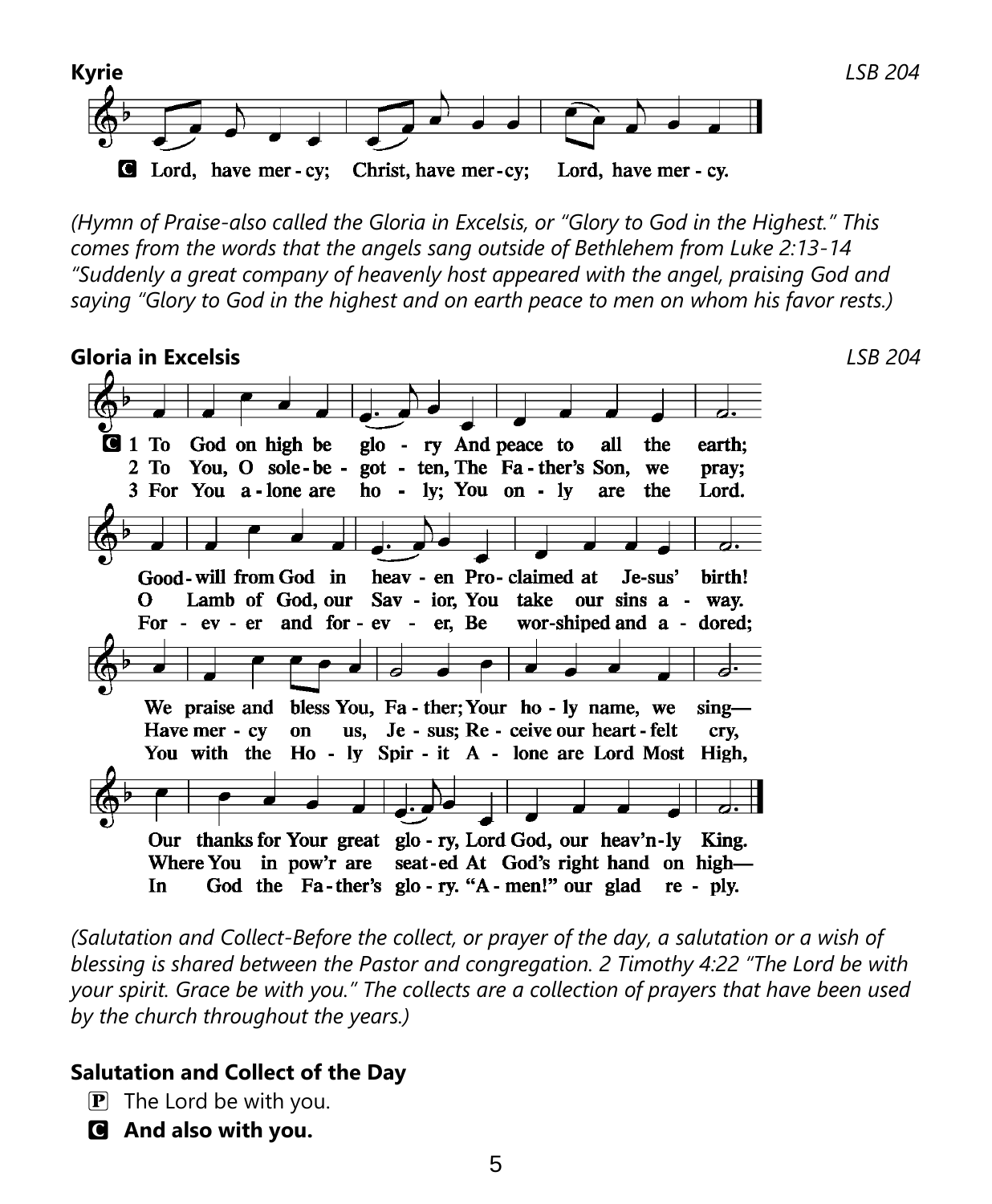**Kyrie** *LSB 204*

C Lord, have mer - cy; Christ, have mer-cy; Lord, have mer - cy.

*(Hymn of Praise-also called the Gloria in Excelsis, or "Glory to God in the Highest." This comes from the words that the angels sang outside of Bethlehem from Luke 2:13-14 "Suddenly a great company of heavenly host appeared with the angel, praising God and saying "Glory to God in the highest and on earth peace to men on whom his favor rests.)*

**Gloria in Excelsis** *LSB 204*

C 1 To God on high be glo - ry And peace to all the earth;
Good-will from God in heav - en Pro- claimed at Je-sus' birth!
We praise and bless You, Fa - ther; Your ho - ly name, we sing—
Our thanks for Your great glo - ry, Lord God, our heav'n-ly King.

2 To You, O sole-be - got - ten, The Fa - ther's Son, we pray;
O Lamb of God, our Sav - ior, You take our sins a - way.
Have mer - cy on us, Je - sus; Re - ceive our heart - felt cry,
Where You in pow'r are seat-ed At God's right hand on high—

3 For You a - lone are ho - ly; You on - ly are the Lord.
For - ev - er and for - ev - er, Be wor-shiped and a - dored;
You with the Ho - ly Spir - it A - lone are Lord Most High,
In God the Fa - ther's glo - ry. "A - men!" our glad re - ply.

*(Salutation and Collect-Before the collect, or prayer of the day, a salutation or a wish of blessing is shared between the Pastor and congregation. 2 Timothy 4:22 "The Lord be with your spirit. Grace be with you." The collects are a collection of prayers that have been used by the church throughout the years.)*

## Salutation and Collect of the Day

P The Lord be with you.

C **And also with you.**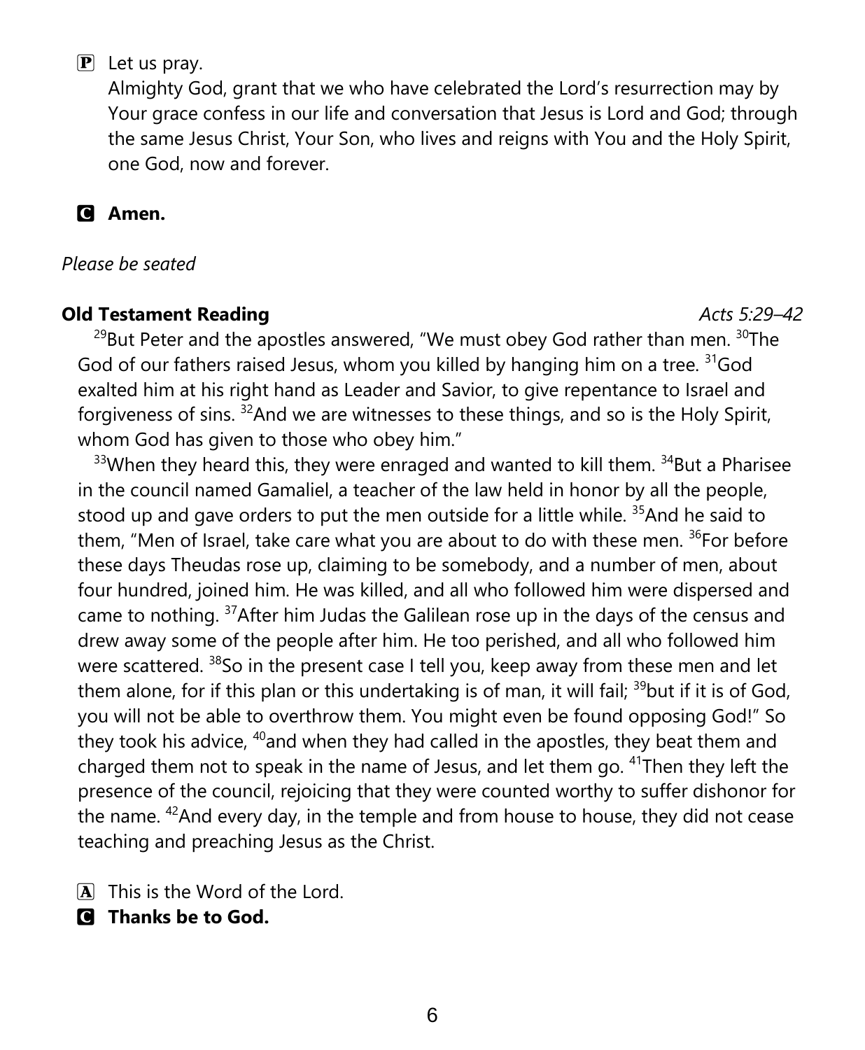**P** Let us pray.
Almighty God, grant that we who have celebrated the Lord's resurrection may by Your grace confess in our life and conversation that Jesus is Lord and God; through the same Jesus Christ, Your Son, who lives and reigns with You and the Holy Spirit, one God, now and forever.

**C** **Amen.**

*Please be seated*

**Old Testament Reading** *Acts 5:29–42*

[29]But Peter and the apostles answered, "We must obey God rather than men. [30]The God of our fathers raised Jesus, whom you killed by hanging him on a tree. [31]God exalted him at his right hand as Leader and Savior, to give repentance to Israel and forgiveness of sins. [32]And we are witnesses to these things, and so is the Holy Spirit, whom God has given to those who obey him."

[33]When they heard this, they were enraged and wanted to kill them. [34]But a Pharisee in the council named Gamaliel, a teacher of the law held in honor by all the people, stood up and gave orders to put the men outside for a little while. [35]And he said to them, "Men of Israel, take care what you are about to do with these men. [36]For before these days Theudas rose up, claiming to be somebody, and a number of men, about four hundred, joined him. He was killed, and all who followed him were dispersed and came to nothing. [37]After him Judas the Galilean rose up in the days of the census and drew away some of the people after him. He too perished, and all who followed him were scattered. [38]So in the present case I tell you, keep away from these men and let them alone, for if this plan or this undertaking is of man, it will fail; [39]but if it is of God, you will not be able to overthrow them. You might even be found opposing God!" So they took his advice, [40]and when they had called in the apostles, they beat them and charged them not to speak in the name of Jesus, and let them go. [41]Then they left the presence of the council, rejoicing that they were counted worthy to suffer dishonor for the name. [42]And every day, in the temple and from house to house, they did not cease teaching and preaching Jesus as the Christ.

**A** This is the Word of the Lord.
**C** **Thanks be to God.**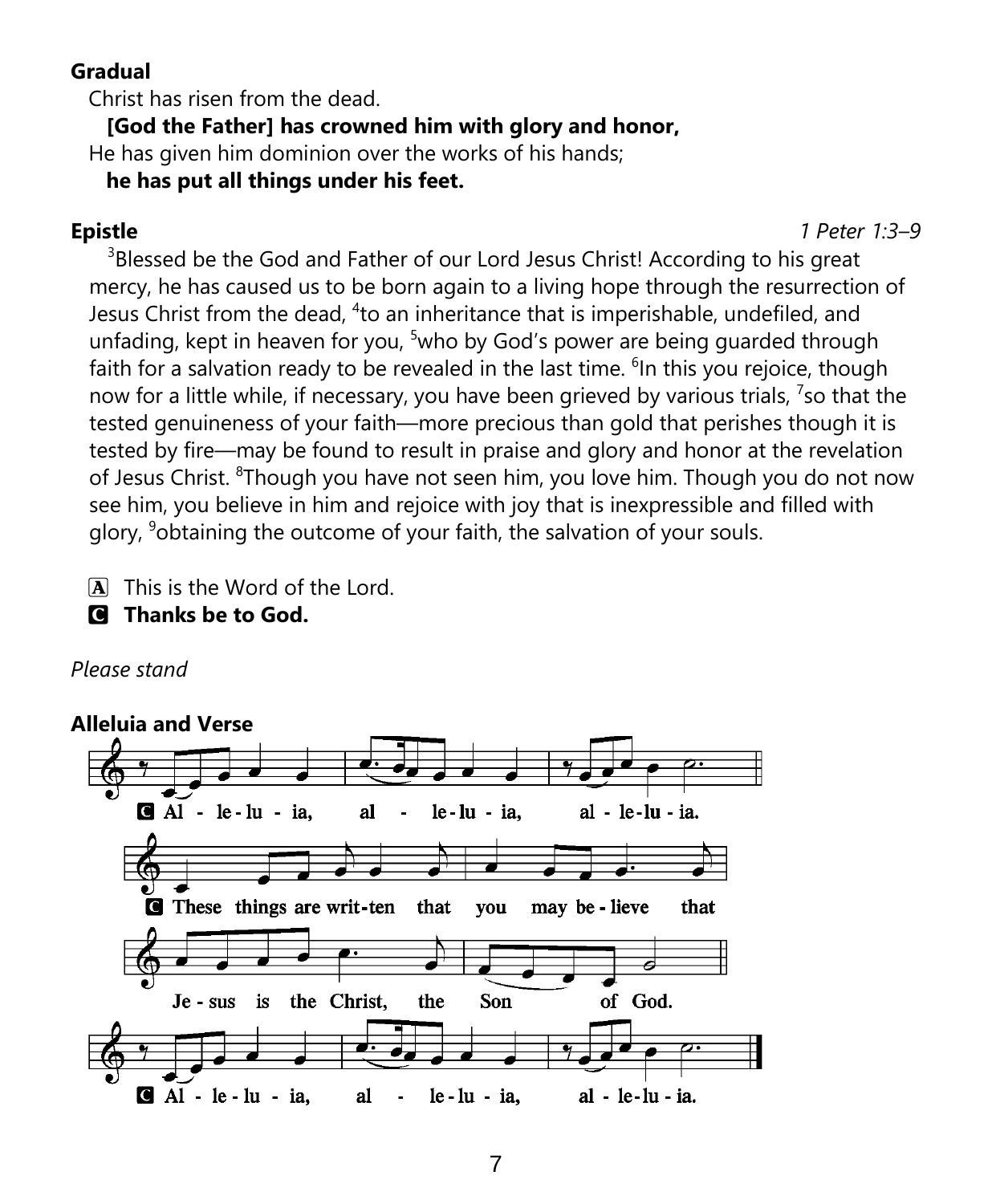**Gradual**

Christ has risen from the dead.

**[God the Father] has crowned him with glory and honor,**

He has given him dominion over the works of his hands;

**he has put all things under his feet.**

**Epistle** *1 Peter 1:3–9*

[3]Blessed be the God and Father of our Lord Jesus Christ! According to his great mercy, he has caused us to be born again to a living hope through the resurrection of Jesus Christ from the dead, [4]to an inheritance that is imperishable, undefiled, and unfading, kept in heaven for you, [5]who by God's power are being guarded through faith for a salvation ready to be revealed in the last time. [6]In this you rejoice, though now for a little while, if necessary, you have been grieved by various trials, [7]so that the tested genuineness of your faith—more precious than gold that perishes though it is tested by fire—may be found to result in praise and glory and honor at the revelation of Jesus Christ. [8]Though you have not seen him, you love him. Though you do not now see him, you believe in him and rejoice with joy that is inexpressible and filled with glory, [9]obtaining the outcome of your faith, the salvation of your souls.

A This is the Word of the Lord.

**C Thanks be to God.**

*Please stand*

**Alleluia and Verse**

C Al - le - lu - ia, al - le - lu - ia, al - le - lu - ia.

C These things are writ - ten that you may be - lieve that Je - sus is the Christ, the Son of God.

C Al - le - lu - ia, al - le - lu - ia, al - le - lu - ia.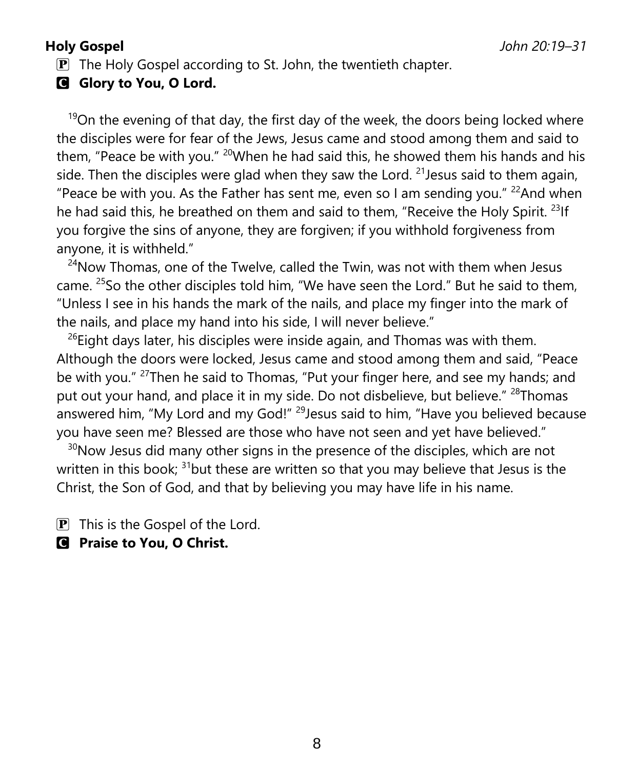**Holy Gospel** *John 20:19–31*

P The Holy Gospel according to St. John, the twentieth chapter.

**C Glory to You, O Lord.**

[19]On the evening of that day, the first day of the week, the doors being locked where the disciples were for fear of the Jews, Jesus came and stood among them and said to them, "Peace be with you." [20]When he had said this, he showed them his hands and his side. Then the disciples were glad when they saw the Lord. [21]Jesus said to them again, "Peace be with you. As the Father has sent me, even so I am sending you." [22]And when he had said this, he breathed on them and said to them, "Receive the Holy Spirit. [23]If you forgive the sins of anyone, they are forgiven; if you withhold forgiveness from anyone, it is withheld."

[24]Now Thomas, one of the Twelve, called the Twin, was not with them when Jesus came. [25]So the other disciples told him, "We have seen the Lord." But he said to them, "Unless I see in his hands the mark of the nails, and place my finger into the mark of the nails, and place my hand into his side, I will never believe."

[26]Eight days later, his disciples were inside again, and Thomas was with them. Although the doors were locked, Jesus came and stood among them and said, "Peace be with you." [27]Then he said to Thomas, "Put your finger here, and see my hands; and put out your hand, and place it in my side. Do not disbelieve, but believe." [28]Thomas answered him, "My Lord and my God!" [29]Jesus said to him, "Have you believed because you have seen me? Blessed are those who have not seen and yet have believed."

[30]Now Jesus did many other signs in the presence of the disciples, which are not written in this book; [31]but these are written so that you may believe that Jesus is the Christ, the Son of God, and that by believing you may have life in his name.

P This is the Gospel of the Lord.

**C Praise to You, O Christ.**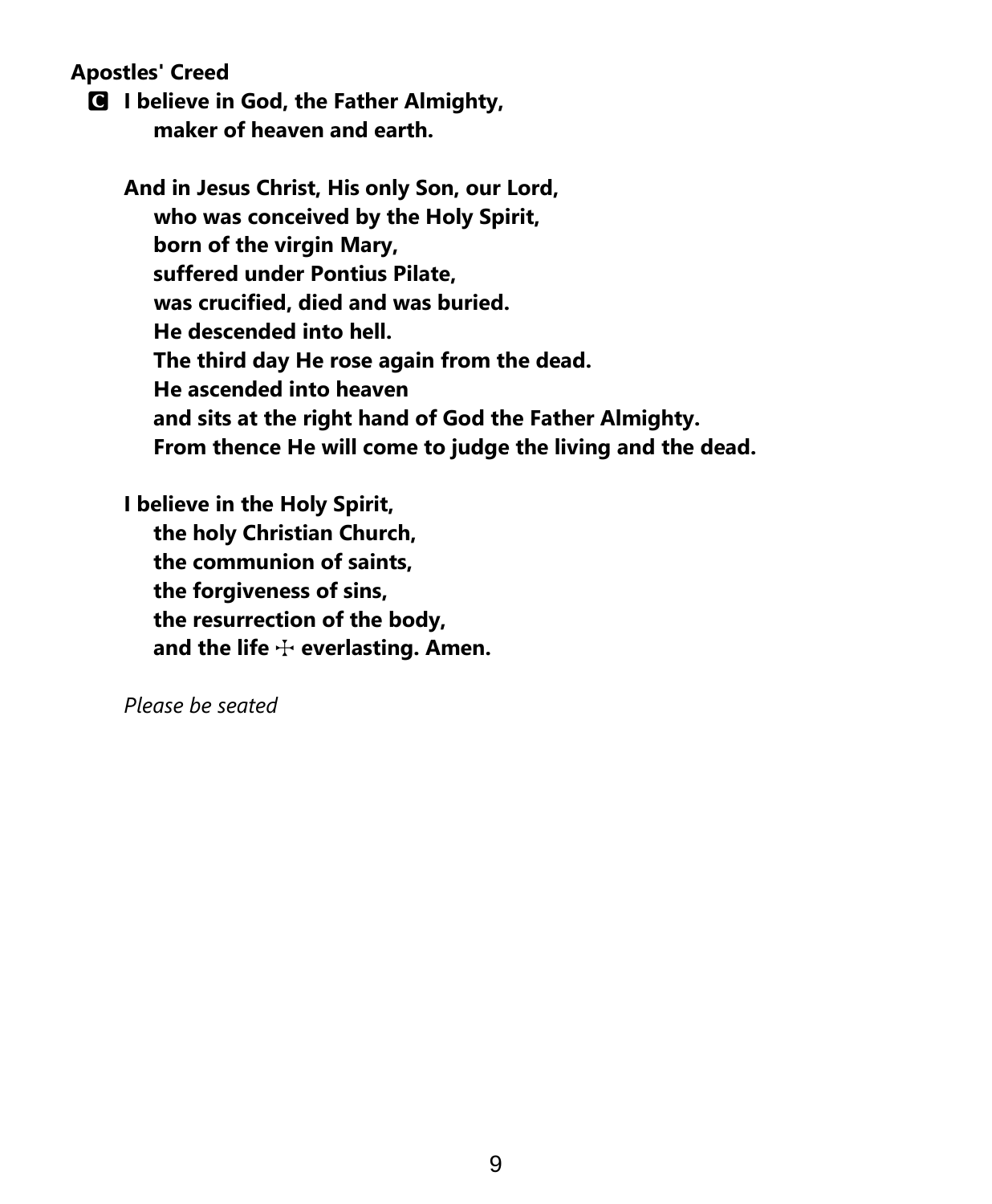**Apostles' Creed**

**C** **I believe in God, the Father Almighty,**
**maker of heaven and earth.**

**And in Jesus Christ, His only Son, our Lord,**
**who was conceived by the Holy Spirit,**
**born of the virgin Mary,**
**suffered under Pontius Pilate,**
**was crucified, died and was buried.**
**He descended into hell.**
**The third day He rose again from the dead.**
**He ascended into heaven**
**and sits at the right hand of God the Father Almighty.**
**From thence He will come to judge the living and the dead.**

**I believe in the Holy Spirit,**
**the holy Christian Church,**
**the communion of saints,**
**the forgiveness of sins,**
**the resurrection of the body,**
**and the life ☩ everlasting. Amen.**

*Please be seated*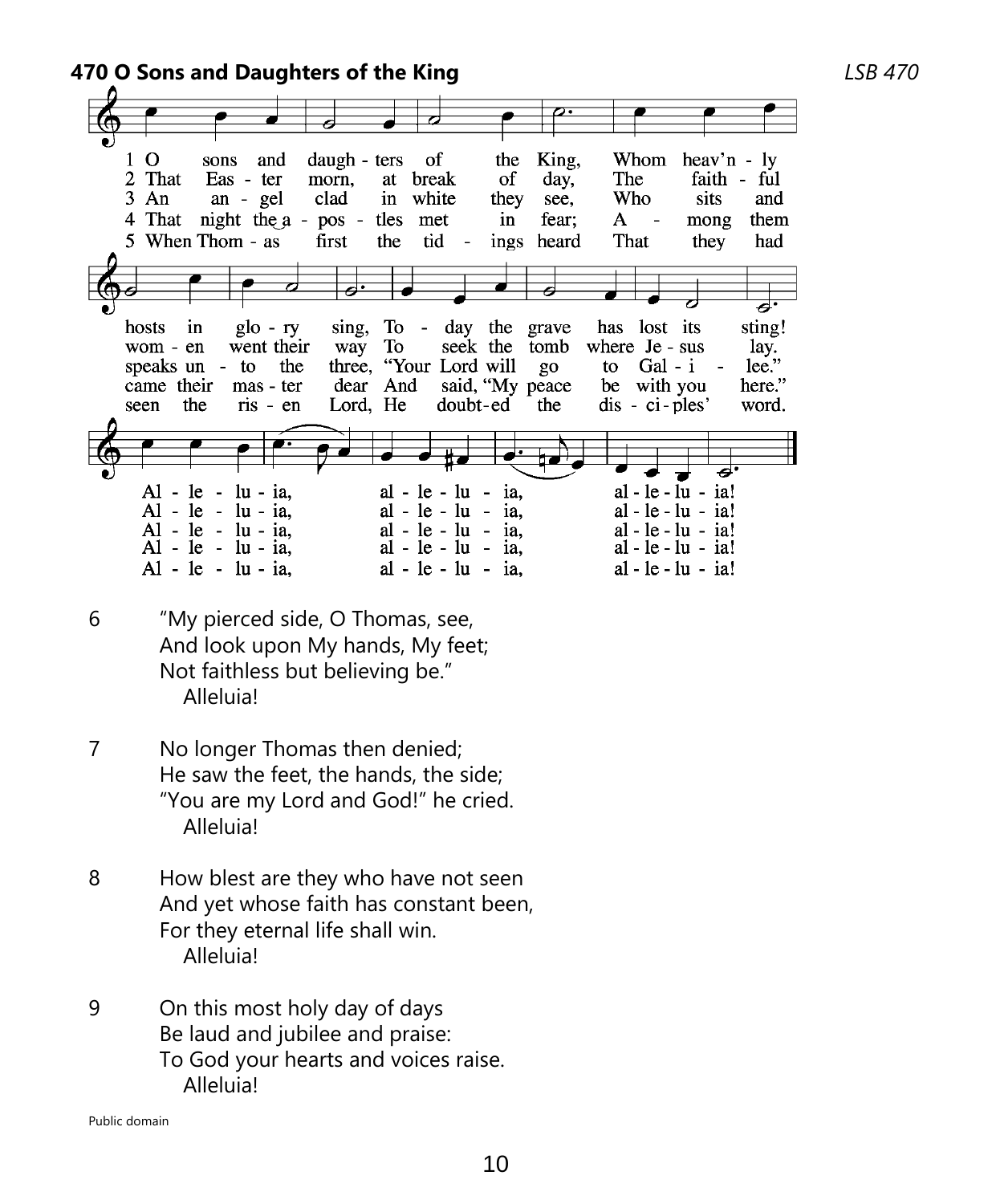**470 O Sons and Daughters of the King** *LSB 470*

1 O sons and daughters of the King,
Whom heav'nly hosts in glory sing,
Today the grave has lost its sting!
Alleluia, alleluia, alleluia!

2 That Easter morn, at break of day,
The faithful women went their way
To seek the tomb where Jesus lay.
Alleluia, alleluia, alleluia!

3 An angel clad in white they see,
Who sits and speaks unto the three,
"Your Lord will go to Galilee."
Alleluia, alleluia, alleluia!

4 That night the apostles met in fear;
Among them came their master dear
And said, "My peace be with you here."
Alleluia, alleluia, alleluia!

5 When Thomas first the tidings heard
That they had seen the risen Lord,
He doubted the disciples' word.
Alleluia, alleluia, alleluia!

6 "My pierced side, O Thomas, see,
And look upon My hands, My feet;
Not faithless but believing be."
Alleluia!

7 No longer Thomas then denied;
He saw the feet, the hands, the side;
"You are my Lord and God!" he cried.
Alleluia!

8 How blest are they who have not seen
And yet whose faith has constant been,
For they eternal life shall win.
Alleluia!

9 On this most holy day of days
Be laud and jubilee and praise:
To God your hearts and voices raise.
Alleluia!

Public domain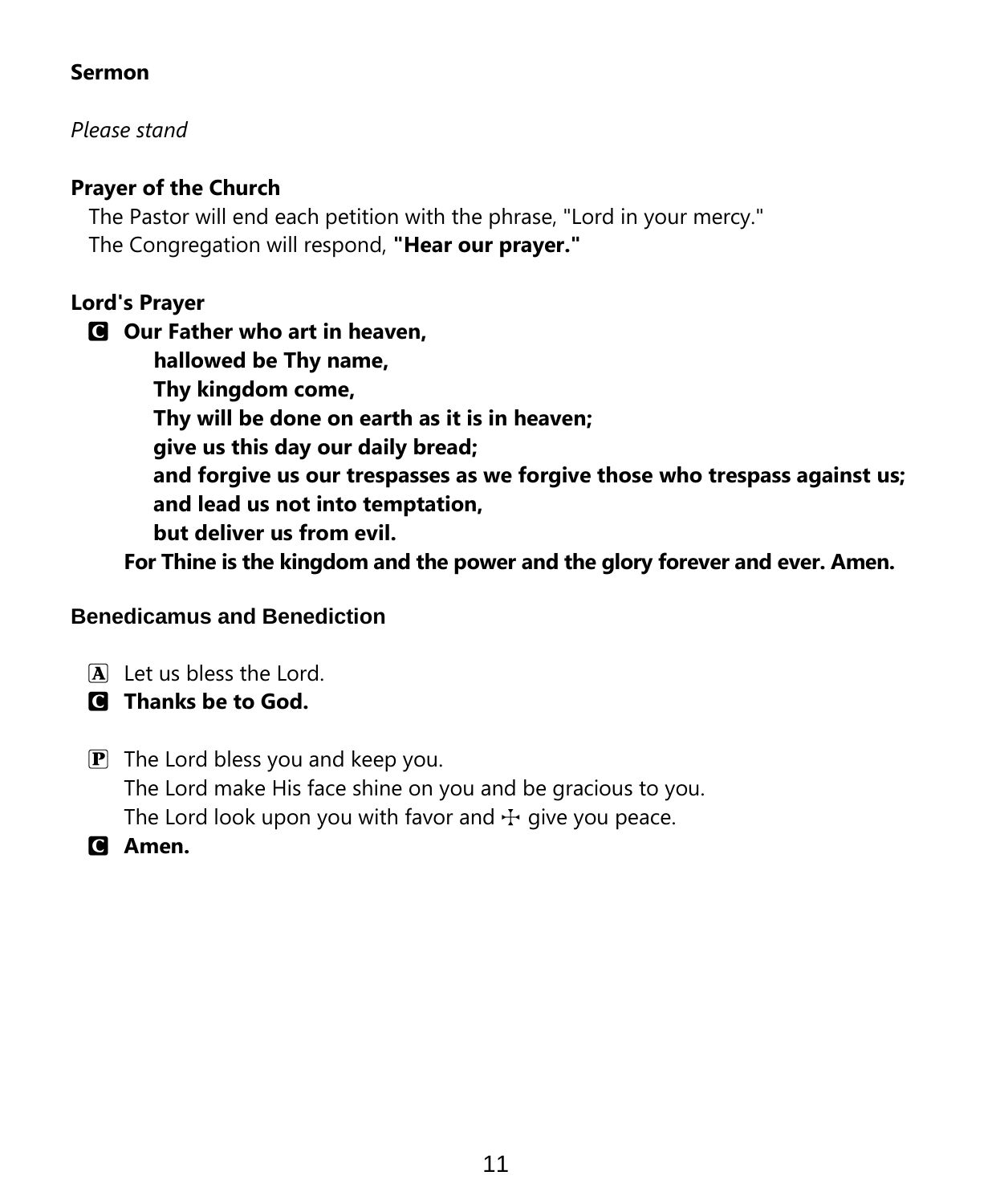**Sermon**

*Please stand*

**Prayer of the Church**

The Pastor will end each petition with the phrase, "Lord in your mercy."
The Congregation will respond, **"Hear our prayer."**

**Lord's Prayer**

C **Our Father who art in heaven,**
**hallowed be Thy name,**
**Thy kingdom come,**
**Thy will be done on earth as it is in heaven;**
**give us this day our daily bread;**
**and forgive us our trespasses as we forgive those who trespass against us;**
**and lead us not into temptation,**
**but deliver us from evil.**
**For Thine is the kingdom and the power and the glory forever and ever. Amen.**

**Benedicamus and Benediction**

A Let us bless the Lord.
C **Thanks be to God.**

P The Lord bless you and keep you.
The Lord make His face shine on you and be gracious to you.
The Lord look upon you with favor and ☩ give you peace.
C **Amen.**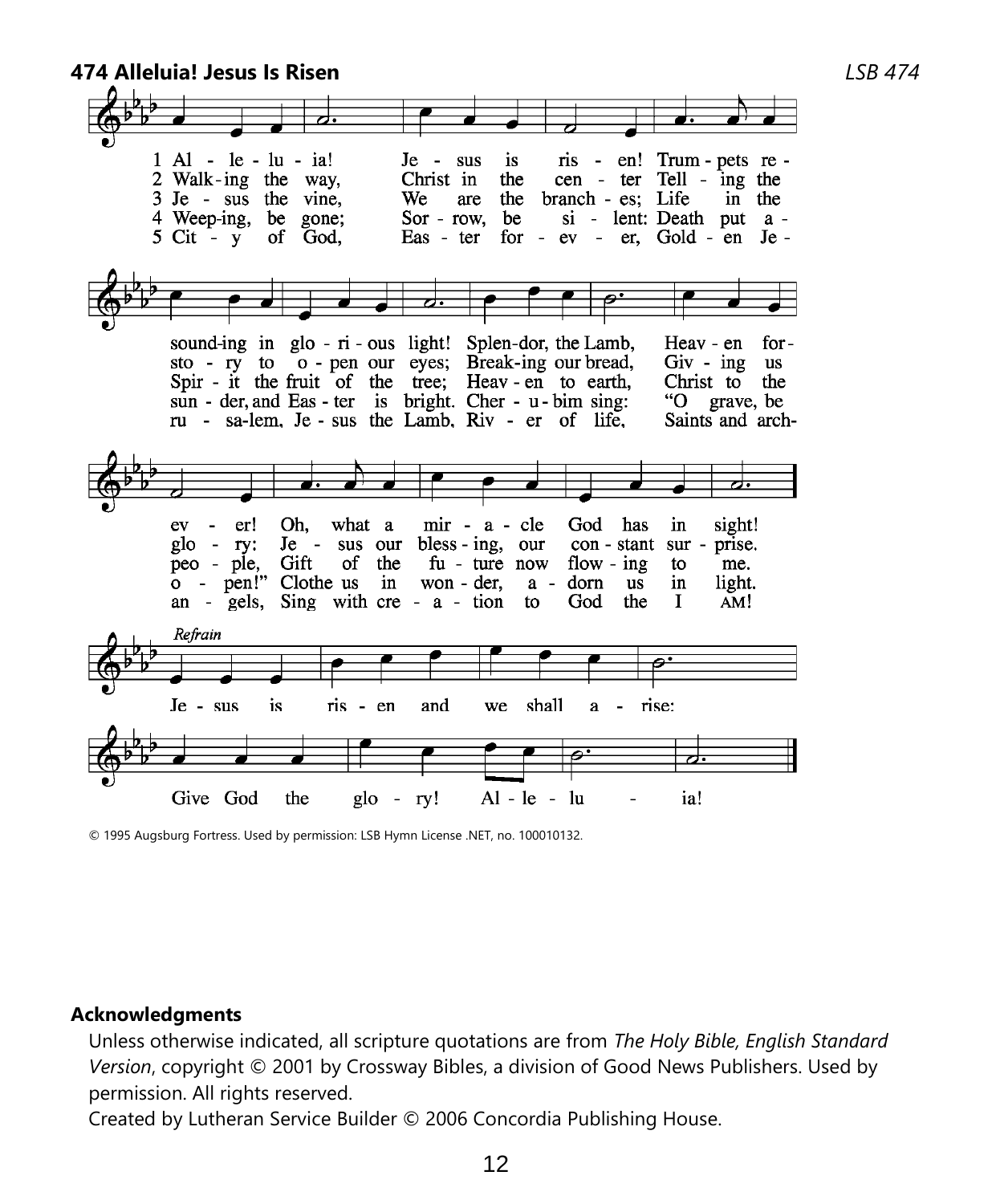**474 Alleluia! Jesus Is Risen** *LSB 474*

1 Al - le - lu - ia! Je - sus is ris - en! Trum - pets re - sound-ing in glo - ri - ous light! Splen-dor, the Lamb, Heav - en for - ev - er! Oh, what a mir - a - cle God has in sight!

2 Walk-ing the way, Christ in the cen - ter Tell - ing the sto - ry to o - pen our eyes; Break-ing our bread, Giv - ing us glo - ry: Je - sus our bless - ing, our con - stant sur - prise.

3 Je - sus the vine, We are the branch - es; Life in the Spir - it the fruit of the tree; Heav - en to earth, Christ to the peo - ple, Gift of the fu - ture now flow - ing to me.

4 Weep-ing, be gone; Sor - row, be si - lent: Death put a - sun - der, and Eas - ter is bright. Cher - u - bim sing: "O grave, be o - pen!" Clothe us in won - der, a - dorn us in light.

5 Cit - y of God, Eas - ter for - ev - er, Gold - en Je - ru - sa-lem, Je - sus the Lamb, Riv - er of life, Saints and arch- an - gels, Sing with cre - a - tion to God the I AM!

*Refrain*

Je - sus is ris - en and we shall a - rise: Give God the glo - ry! Al - le - lu - ia!

© 1995 Augsburg Fortress. Used by permission: LSB Hymn License .NET, no. 100010132.

**Acknowledgments**

Unless otherwise indicated, all scripture quotations are from *The Holy Bible, English Standard Version*, copyright © 2001 by Crossway Bibles, a division of Good News Publishers. Used by permission. All rights reserved.

Created by Lutheran Service Builder © 2006 Concordia Publishing House.